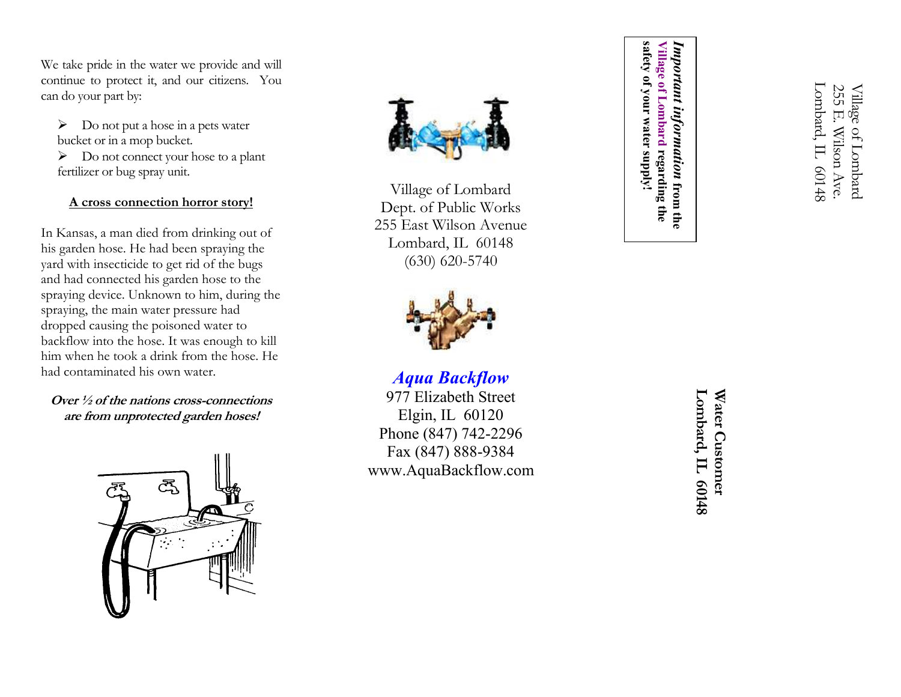We take pride in the water we provide and will continue to protect it, and our citizens. You can do your part by:

- Do not put a hose in a pets water bucket or in a mop bucket.
- Do not connect your hose to a plant fertilizer or bug spray unit.

**A cross connection horror story!**

In Kansas, a man died from drinking out of his garden hose. He had been spraying the yard with insecticide to get rid of the bugs and had connected his garden hose to the spraying device. Unknown to him, during the spraying, the main water pressure had dropped causing the poisoned water to backflow into the hose. It was enough to kill him when he took a drink from the hose. He had contaminated his own water.

***Over ½ of the nations cross-connections are from unprotected garden hoses!***

Village of Lombard
Dept. of Public Works
255 East Wilson Avenue
Lombard, IL 60148
(630) 620-5740

***Aqua Backflow***
977 Elizabeth Street
Elgin, IL 60120
Phone (847) 742-2296
Fax (847) 888-9384
www.AquaBackflow.com

Village of Lombard
255 E. Wilson Ave.
Lombard, IL 60148

***Important information*** **from the Village of Lombard regarding the safety of your water supply!**

**Water Customer**
**Lombard, IL 60148**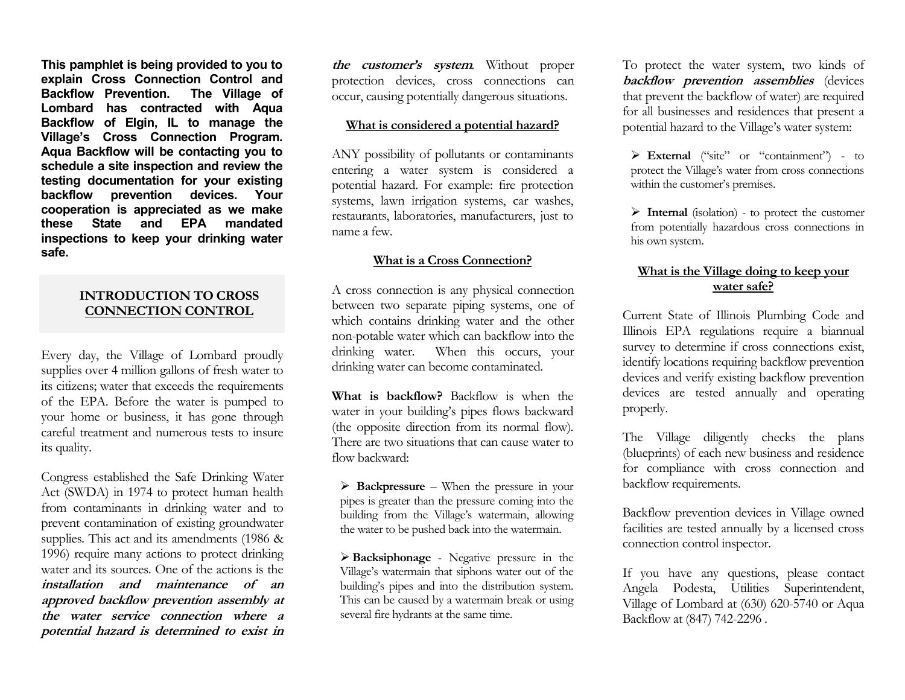**This pamphlet is being provided to you to explain Cross Connection Control and Backflow Prevention. The Village of Lombard has contracted with Aqua Backflow of Elgin, IL to manage the Village's Cross Connection Program. Aqua Backflow will be contacting you to schedule a site inspection and review the testing documentation for your existing backflow prevention devices. Your cooperation is appreciated as we make these State and EPA mandated inspections to keep your drinking water safe.**

## INTRODUCTION TO CROSS CONNECTION CONTROL

Every day, the Village of Lombard proudly supplies over 4 million gallons of fresh water to its citizens; water that exceeds the requirements of the EPA. Before the water is pumped to your home or business, it has gone through careful treatment and numerous tests to insure its quality.

Congress established the Safe Drinking Water Act (SWDA) in 1974 to protect human health from contaminants in drinking water and to prevent contamination of existing groundwater supplies. This act and its amendments (1986 & 1996) require many actions to protect drinking water and its sources. One of the actions is the ***installation and maintenance of an approved backflow prevention assembly at the water service connection where a potential hazard is determined to exist in the customer's system***. Without proper protection devices, cross connections can occur, causing potentially dangerous situations.

### What is considered a potential hazard?

ANY possibility of pollutants or contaminants entering a water system is considered a potential hazard. For example: fire protection systems, lawn irrigation systems, car washes, restaurants, laboratories, manufacturers, just to name a few.

### What is a Cross Connection?

A cross connection is any physical connection between two separate piping systems, one of which contains drinking water and the other non-potable water which can backflow into the drinking water. When this occurs, your drinking water can become contaminated.

**What is backflow?** Backflow is when the water in your building's pipes flows backward (the opposite direction from its normal flow). There are two situations that can cause water to flow backward:

- **Backpressure** – When the pressure in your pipes is greater than the pressure coming into the building from the Village's watermain, allowing the water to be pushed back into the watermain.
- **Backsiphonage** - Negative pressure in the Village's watermain that siphons water out of the building's pipes and into the distribution system. This can be caused by a watermain break or using several fire hydrants at the same time.

To protect the water system, two kinds of ***backflow prevention assemblies*** (devices that prevent the backflow of water) are required for all businesses and residences that present a potential hazard to the Village's water system:

- **External** ("site" or "containment") - to protect the Village's water from cross connections within the customer's premises.
- **Internal** (isolation) - to protect the customer from potentially hazardous cross connections in his own system.

### What is the Village doing to keep your water safe?

Current State of Illinois Plumbing Code and Illinois EPA regulations require a biannual survey to determine if cross connections exist, identify locations requiring backflow prevention devices and verify existing backflow prevention devices are tested annually and operating properly.

The Village diligently checks the plans (blueprints) of each new business and residence for compliance with cross connection and backflow requirements.

Backflow prevention devices in Village owned facilities are tested annually by a licensed cross connection control inspector.

If you have any questions, please contact Angela Podesta, Utilities Superintendent, Village of Lombard at (630) 620-5740 or Aqua Backflow at (847) 742-2296 .